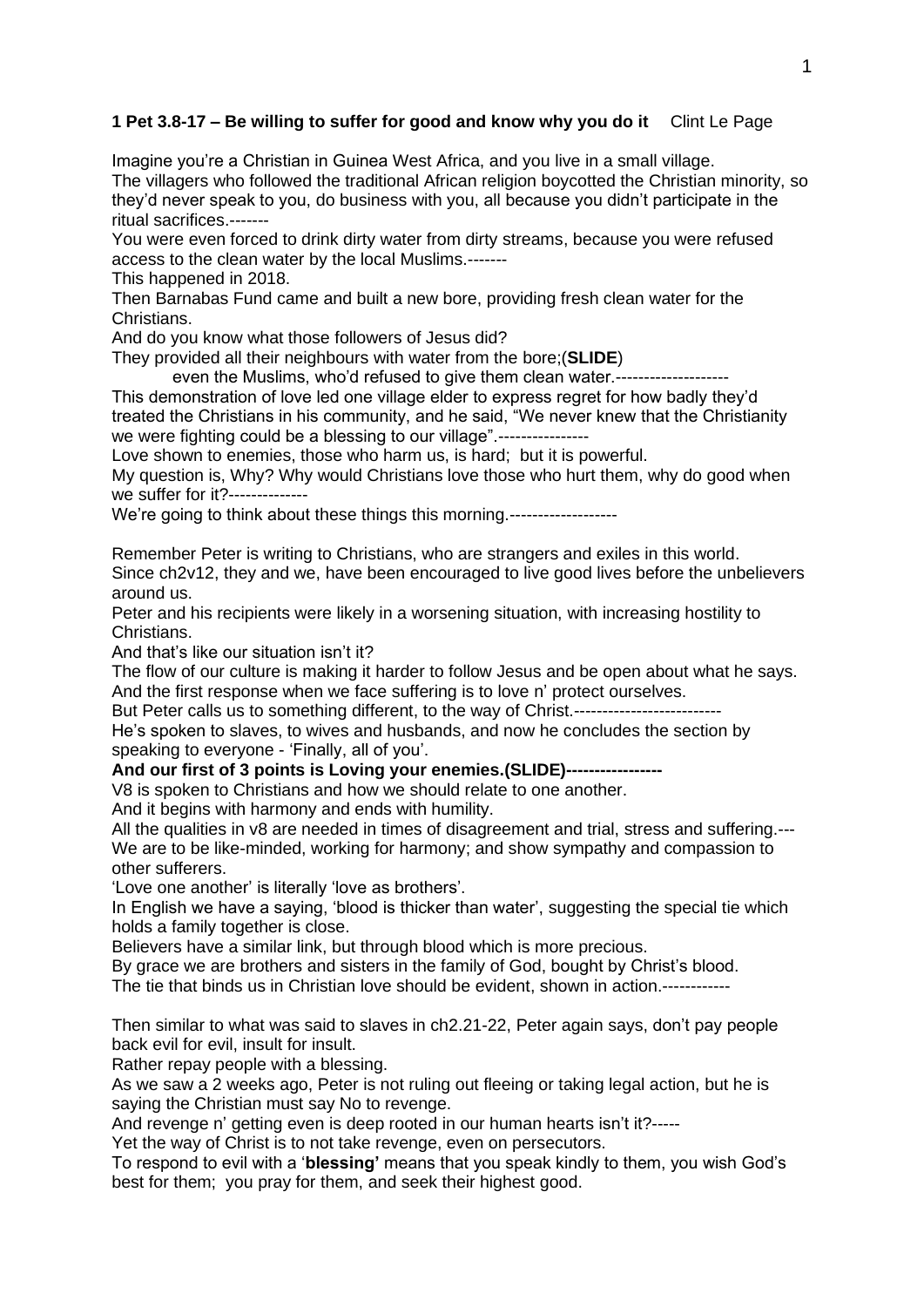**1 Pet 3.8-17 – Be willing to suffer for good and know why you do it** Clint Le Page

Imagine you're a Christian in Guinea West Africa, and you live in a small village.
The villagers who followed the traditional African religion boycotted the Christian minority, so they'd never speak to you, do business with you, all because you didn't participate in the ritual sacrifices.-------
You were even forced to drink dirty water from dirty streams, because you were refused access to the clean water by the local Muslims.-------
This happened in 2018.
Then Barnabas Fund came and built a new bore, providing fresh clean water for the Christians.
And do you know what those followers of Jesus did?
They provided all their neighbours with water from the bore;(**SLIDE**)
 even the Muslims, who'd refused to give them clean water.--------------------
This demonstration of love led one village elder to express regret for how badly they'd treated the Christians in his community, and he said, "We never knew that the Christianity we were fighting could be a blessing to our village".----------------
Love shown to enemies, those who harm us, is hard; but it is powerful.
My question is, Why? Why would Christians love those who hurt them, why do good when we suffer for it?--------------
We're going to think about these things this morning.-------------------

Remember Peter is writing to Christians, who are strangers and exiles in this world.
Since ch2v12, they and we, have been encouraged to live good lives before the unbelievers around us.
Peter and his recipients were likely in a worsening situation, with increasing hostility to Christians.
And that's like our situation isn't it?
The flow of our culture is making it harder to follow Jesus and be open about what he says.
And the first response when we face suffering is to love n' protect ourselves.
But Peter calls us to something different, to the way of Christ.--------------------------
He's spoken to slaves, to wives and husbands, and now he concludes the section by speaking to everyone - 'Finally, all of you'.
**And our first of 3 points is Loving your enemies.(SLIDE)-----------------**
V8 is spoken to Christians and how we should relate to one another.
And it begins with harmony and ends with humility.
All the qualities in v8 are needed in times of disagreement and trial, stress and suffering.---
We are to be like-minded, working for harmony; and show sympathy and compassion to other sufferers.
'Love one another' is literally 'love as brothers'.
In English we have a saying, 'blood is thicker than water', suggesting the special tie which holds a family together is close.
Believers have a similar link, but through blood which is more precious.
By grace we are brothers and sisters in the family of God, bought by Christ's blood.
The tie that binds us in Christian love should be evident, shown in action.------------

Then similar to what was said to slaves in ch2.21-22, Peter again says, don't pay people back evil for evil, insult for insult.
Rather repay people with a blessing.
As we saw a 2 weeks ago, Peter is not ruling out fleeing or taking legal action, but he is saying the Christian must say No to revenge.
And revenge n' getting even is deep rooted in our human hearts isn't it?-----
Yet the way of Christ is to not take revenge, even on persecutors.
To respond to evil with a '**blessing'** means that you speak kindly to them, you wish God's best for them; you pray for them, and seek their highest good.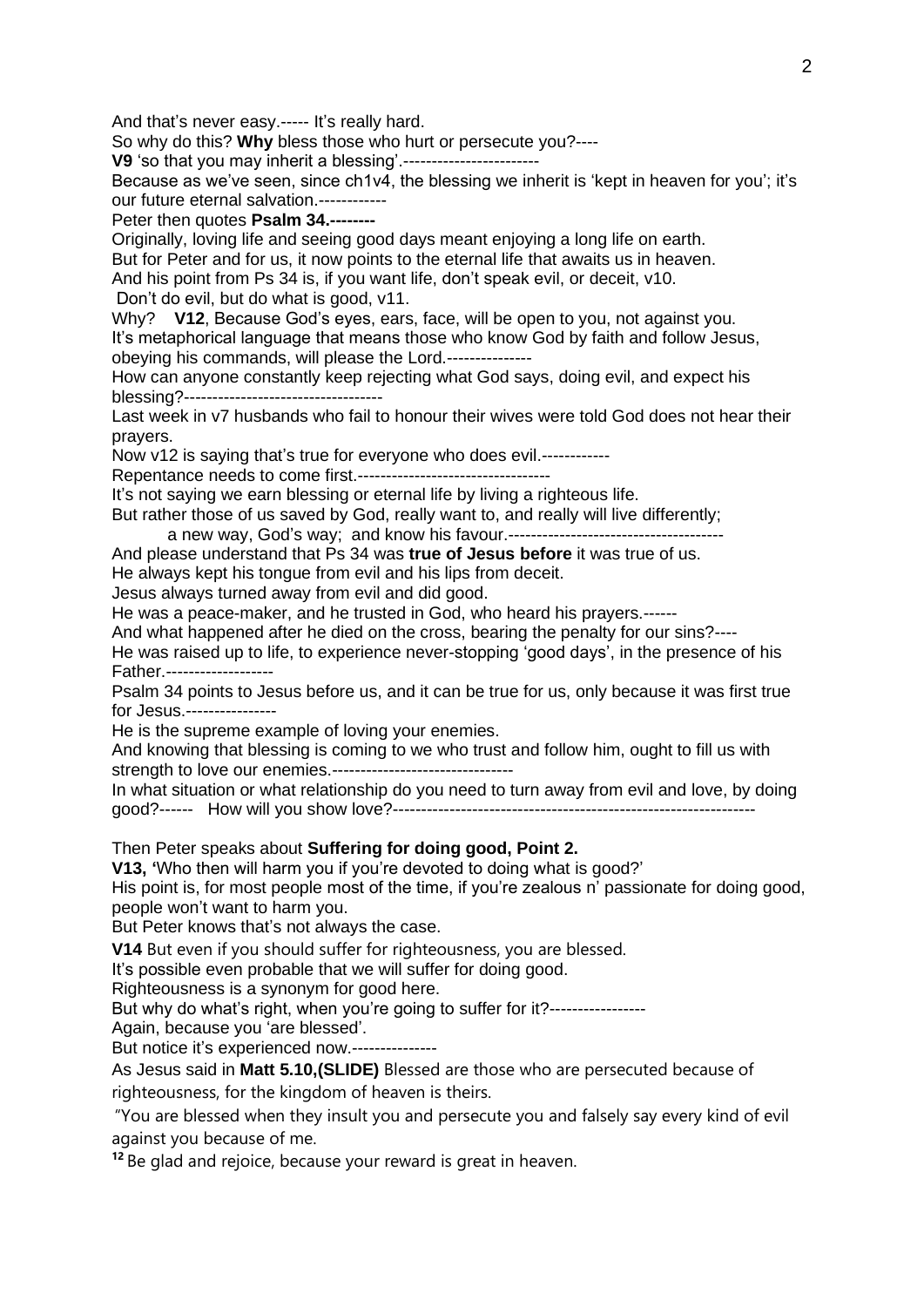And that's never easy.----- It's really hard.

So why do this? **Why** bless those who hurt or persecute you?----

**V9** 'so that you may inherit a blessing'.------------------------

Because as we've seen, since ch1v4, the blessing we inherit is 'kept in heaven for you'; it's our future eternal salvation.------------

Peter then quotes **Psalm 34.--------**

Originally, loving life and seeing good days meant enjoying a long life on earth.

But for Peter and for us, it now points to the eternal life that awaits us in heaven.

And his point from Ps 34 is, if you want life, don't speak evil, or deceit, v10.

Don't do evil, but do what is good, v11.

Why? **V12**, Because God's eyes, ears, face, will be open to you, not against you.

It's metaphorical language that means those who know God by faith and follow Jesus, obeying his commands, will please the Lord.---------------

How can anyone constantly keep rejecting what God says, doing evil, and expect his blessing?----------------------------------

Last week in v7 husbands who fail to honour their wives were told God does not hear their prayers.

Now v12 is saying that's true for everyone who does evil.------------

Repentance needs to come first.----------------------------------

It's not saying we earn blessing or eternal life by living a righteous life.

But rather those of us saved by God, really want to, and really will live differently;

a new way, God's way; and know his favour.--------------------------------------

And please understand that Ps 34 was **true of Jesus before** it was true of us.

He always kept his tongue from evil and his lips from deceit.

Jesus always turned away from evil and did good.

He was a peace-maker, and he trusted in God, who heard his prayers.------

And what happened after he died on the cross, bearing the penalty for our sins?----

He was raised up to life, to experience never-stopping 'good days', in the presence of his Father.-------------------

Psalm 34 points to Jesus before us, and it can be true for us, only because it was first true for Jesus.----------------

He is the supreme example of loving your enemies.

And knowing that blessing is coming to we who trust and follow him, ought to fill us with strength to love our enemies.--------------------------------

In what situation or what relationship do you need to turn away from evil and love, by doing good?------ How will you show love?---------------------------------------------------------------

Then Peter speaks about **Suffering for doing good, Point 2.**

**V13,** 'Who then will harm you if you're devoted to doing what is good?'

His point is, for most people most of the time, if you're zealous n' passionate for doing good, people won't want to harm you.

But Peter knows that's not always the case.

**V14** But even if you should suffer for righteousness, you are blessed.

It's possible even probable that we will suffer for doing good.

Righteousness is a synonym for good here.

But why do what's right, when you're going to suffer for it?-----------------

Again, because you 'are blessed'.

But notice it's experienced now.---------------

As Jesus said in **Matt 5.10,(SLIDE)** Blessed are those who are persecuted because of righteousness, for the kingdom of heaven is theirs.

"You are blessed when they insult you and persecute you and falsely say every kind of evil against you because of me.

**12** Be glad and rejoice, because your reward is great in heaven.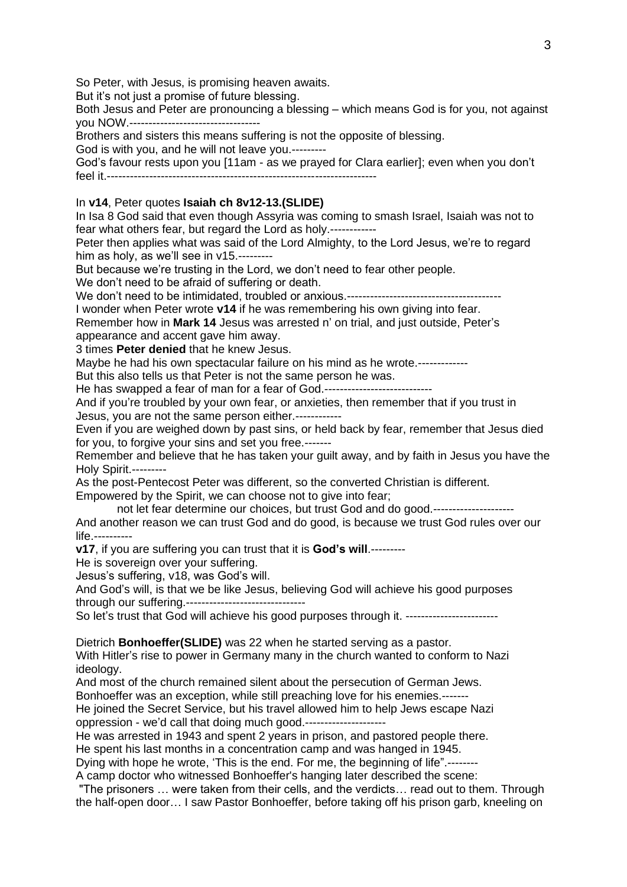So Peter, with Jesus, is promising heaven awaits.
But it's not just a promise of future blessing.
Both Jesus and Peter are pronouncing a blessing – which means God is for you, not against you NOW.----------------------------------
Brothers and sisters this means suffering is not the opposite of blessing.
God is with you, and he will not leave you.---------
God's favour rests upon you [11am - as we prayed for Clara earlier]; even when you don't feel it.----------------------------------------------------------------------

In **v14**, Peter quotes **Isaiah ch 8v12-13.(SLIDE)**
In Isa 8 God said that even though Assyria was coming to smash Israel, Isaiah was not to fear what others fear, but regard the Lord as holy.------------
Peter then applies what was said of the Lord Almighty, to the Lord Jesus, we're to regard him as holy, as we'll see in v15.---------
But because we're trusting in the Lord, we don't need to fear other people.
We don't need to be afraid of suffering or death.
We don't need to be intimidated, troubled or anxious.----------------------------------------
I wonder when Peter wrote **v14** if he was remembering his own giving into fear.
Remember how in **Mark 14** Jesus was arrested n' on trial, and just outside, Peter's appearance and accent gave him away.
3 times **Peter denied** that he knew Jesus.
Maybe he had his own spectacular failure on his mind as he wrote.-------------
But this also tells us that Peter is not the same person he was.
He has swapped a fear of man for a fear of God.----------------------------
And if you're troubled by your own fear, or anxieties, then remember that if you trust in Jesus, you are not the same person either.------------
Even if you are weighed down by past sins, or held back by fear, remember that Jesus died for you, to forgive your sins and set you free.-------
Remember and believe that he has taken your guilt away, and by faith in Jesus you have the Holy Spirit.---------
As the post-Pentecost Peter was different, so the converted Christian is different.
Empowered by the Spirit, we can choose not to give into fear;
not let fear determine our choices, but trust God and do good.---------------------
And another reason we can trust God and do good, is because we trust God rules over our life.----------
**v17**, if you are suffering you can trust that it is **God's will**.---------
He is sovereign over your suffering.
Jesus's suffering, v18, was God's will.
And God's will, is that we be like Jesus, believing God will achieve his good purposes through our suffering.-------------------------------
So let's trust that God will achieve his good purposes through it. ------------------------

Dietrich **Bonhoeffer(SLIDE)** was 22 when he started serving as a pastor.
With Hitler's rise to power in Germany many in the church wanted to conform to Nazi ideology.
And most of the church remained silent about the persecution of German Jews.
Bonhoeffer was an exception, while still preaching love for his enemies.-------
He joined the Secret Service, but his travel allowed him to help Jews escape Nazi oppression - we'd call that doing much good.---------------------
He was arrested in 1943 and spent 2 years in prison, and pastored people there.
He spent his last months in a concentration camp and was hanged in 1945.
Dying with hope he wrote, 'This is the end. For me, the beginning of life".--------
A camp doctor who witnessed Bonhoeffer's hanging later described the scene:
"The prisoners … were taken from their cells, and the verdicts… read out to them. Through the half-open door… I saw Pastor Bonhoeffer, before taking off his prison garb, kneeling on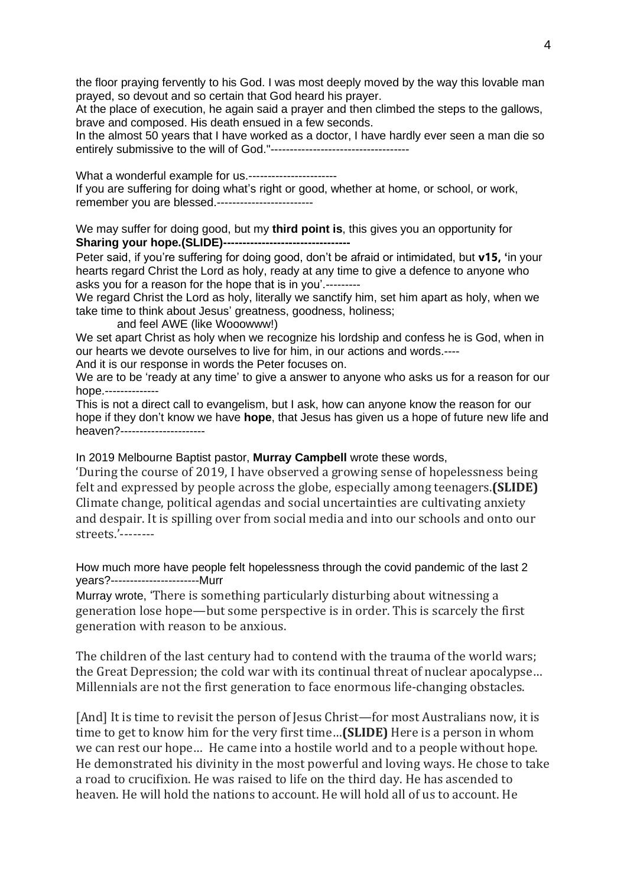the floor praying fervently to his God. I was most deeply moved by the way this lovable man prayed, so devout and so certain that God heard his prayer.
At the place of execution, he again said a prayer and then climbed the steps to the gallows, brave and composed. His death ensued in a few seconds.
In the almost 50 years that I have worked as a doctor, I have hardly ever seen a man die so entirely submissive to the will of God."------------------------------------

What a wonderful example for us.-----------------------
If you are suffering for doing what's right or good, whether at home, or school, or work, remember you are blessed.-------------------------

We may suffer for doing good, but my **third point is**, this gives you an opportunity for **Sharing your hope.(SLIDE)---------------------------------**
Peter said, if you're suffering for doing good, don't be afraid or intimidated, but **v15, '**in your hearts regard Christ the Lord as holy, ready at any time to give a defence to anyone who asks you for a reason for the hope that is in you'.---------
We regard Christ the Lord as holy, literally we sanctify him, set him apart as holy, when we take time to think about Jesus' greatness, goodness, holiness;
and feel AWE (like Wooowww!)
We set apart Christ as holy when we recognize his lordship and confess he is God, when in our hearts we devote ourselves to live for him, in our actions and words.----
And it is our response in words the Peter focuses on.
We are to be 'ready at any time' to give a answer to anyone who asks us for a reason for our hope.--------------
This is not a direct call to evangelism, but I ask, how can anyone know the reason for our hope if they don't know we have **hope**, that Jesus has given us a hope of future new life and heaven?----------------------

In 2019 Melbourne Baptist pastor, **Murray Campbell** wrote these words,
'During the course of 2019, I have observed a growing sense of hopelessness being felt and expressed by people across the globe, especially among teenagers.**(SLIDE)** Climate change, political agendas and social uncertainties are cultivating anxiety and despair. It is spilling over from social media and into our schools and onto our streets.'--------

How much more have people felt hopelessness through the covid pandemic of the last 2 years?-----------------------Murr
Murray wrote, 'There is something particularly disturbing about witnessing a generation lose hope—but some perspective is in order. This is scarcely the first generation with reason to be anxious.

The children of the last century had to contend with the trauma of the world wars; the Great Depression; the cold war with its continual threat of nuclear apocalypse… Millennials are not the first generation to face enormous life-changing obstacles.

[And] It is time to revisit the person of Jesus Christ—for most Australians now, it is time to get to know him for the very first time…**(SLIDE)** Here is a person in whom we can rest our hope… He came into a hostile world and to a people without hope. He demonstrated his divinity in the most powerful and loving ways. He chose to take a road to crucifixion. He was raised to life on the third day. He has ascended to heaven. He will hold the nations to account. He will hold all of us to account. He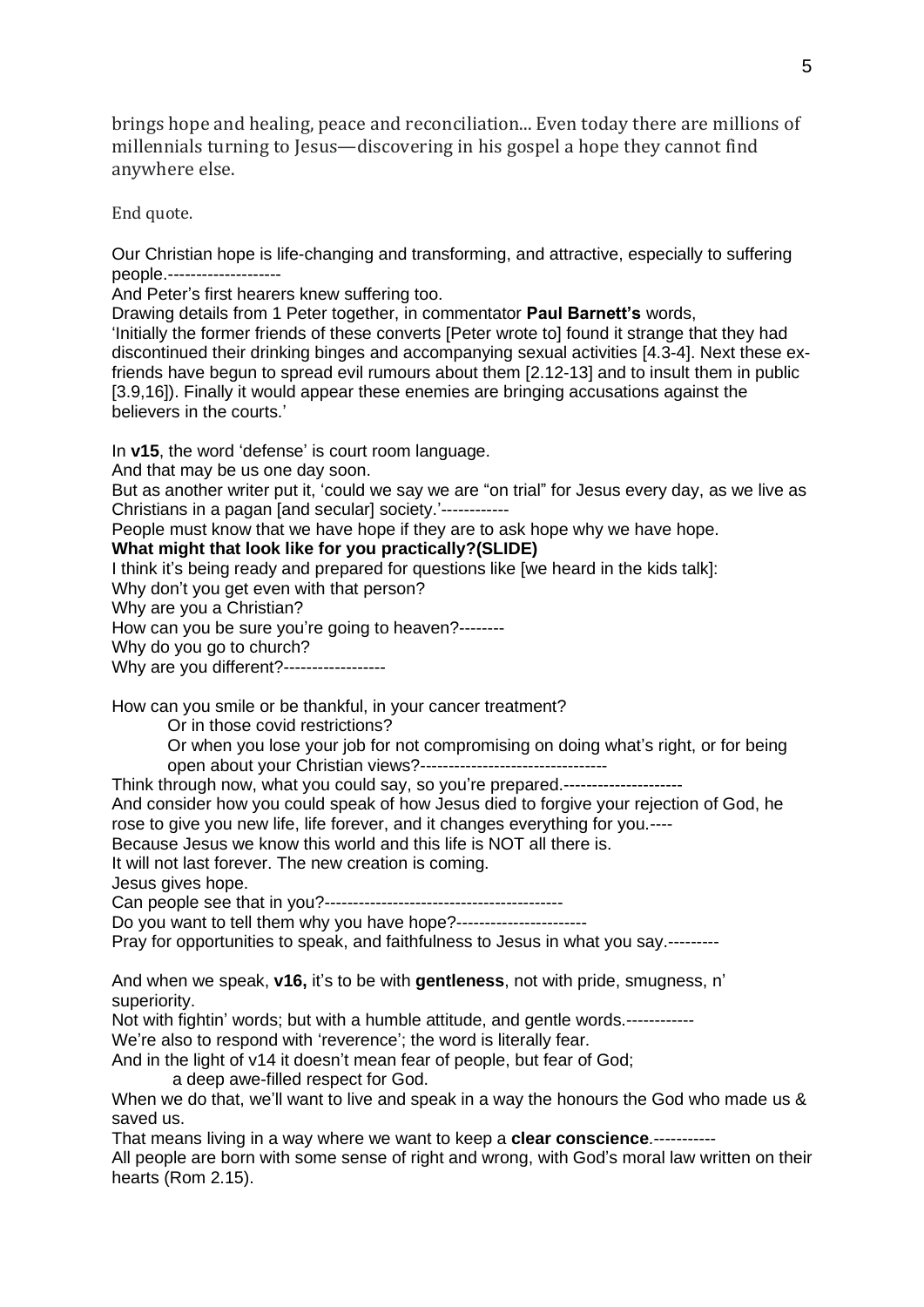brings hope and healing, peace and reconciliation... Even today there are millions of millennials turning to Jesus—discovering in his gospel a hope they cannot find anywhere else.

End quote.

Our Christian hope is life-changing and transforming, and attractive, especially to suffering people.--------------------

And Peter's first hearers knew suffering too.

Drawing details from 1 Peter together, in commentator **Paul Barnett's** words,
'Initially the former friends of these converts [Peter wrote to] found it strange that they had discontinued their drinking binges and accompanying sexual activities [4.3-4]. Next these ex-friends have begun to spread evil rumours about them [2.12-13] and to insult them in public [3.9,16]). Finally it would appear these enemies are bringing accusations against the believers in the courts.'

In **v15**, the word 'defense' is court room language.

And that may be us one day soon.

But as another writer put it, 'could we say we are "on trial" for Jesus every day, as we live as Christians in a pagan [and secular] society.'------------

People must know that we have hope if they are to ask hope why we have hope.

**What might that look like for you practically?(SLIDE)**

I think it's being ready and prepared for questions like [we heard in the kids talk]:

Why don't you get even with that person?

Why are you a Christian?

How can you be sure you're going to heaven?--------

Why do you go to church?

Why are you different?------------------

How can you smile or be thankful, in your cancer treatment?

Or in those covid restrictions?

Or when you lose your job for not compromising on doing what's right, or for being open about your Christian views?---------------------------------

Think through now, what you could say, so you're prepared.---------------------

And consider how you could speak of how Jesus died to forgive your rejection of God, he rose to give you new life, life forever, and it changes everything for you.----

Because Jesus we know this world and this life is NOT all there is.

It will not last forever. The new creation is coming.

Jesus gives hope.

Can people see that in you?------------------------------------------

Do you want to tell them why you have hope?-----------------------

Pray for opportunities to speak, and faithfulness to Jesus in what you say.---------

And when we speak, **v16,** it's to be with **gentleness**, not with pride, smugness, n' superiority.

Not with fightin' words; but with a humble attitude, and gentle words.------------

We're also to respond with 'reverence'; the word is literally fear.

And in the light of v14 it doesn't mean fear of people, but fear of God;

a deep awe-filled respect for God.

When we do that, we'll want to live and speak in a way the honours the God who made us & saved us.

That means living in a way where we want to keep a **clear conscience**.-----------

All people are born with some sense of right and wrong, with God's moral law written on their hearts (Rom 2.15).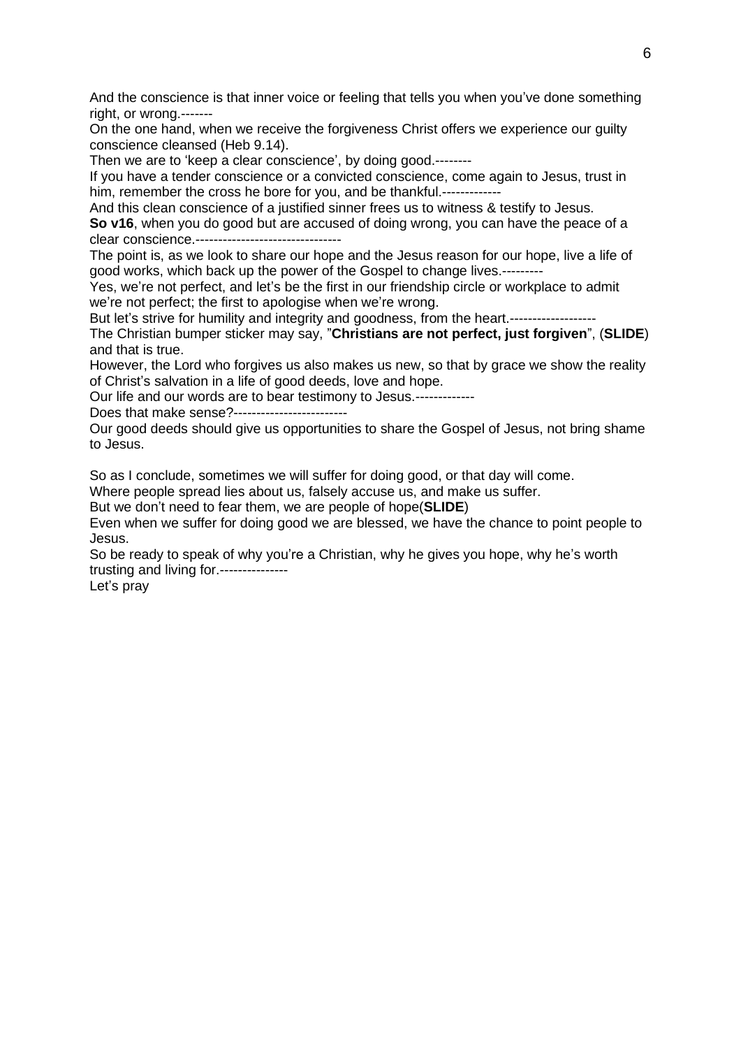And the conscience is that inner voice or feeling that tells you when you've done something right, or wrong.-------

On the one hand, when we receive the forgiveness Christ offers we experience our guilty conscience cleansed (Heb 9.14).

Then we are to 'keep a clear conscience', by doing good.--------

If you have a tender conscience or a convicted conscience, come again to Jesus, trust in him, remember the cross he bore for you, and be thankful.-------------

And this clean conscience of a justified sinner frees us to witness & testify to Jesus.

**So v16**, when you do good but are accused of doing wrong, you can have the peace of a clear conscience.--------------------------------

The point is, as we look to share our hope and the Jesus reason for our hope, live a life of good works, which back up the power of the Gospel to change lives.---------

Yes, we're not perfect, and let's be the first in our friendship circle or workplace to admit we're not perfect; the first to apologise when we're wrong.

But let's strive for humility and integrity and goodness, from the heart.-------------------

The Christian bumper sticker may say, "**Christians are not perfect, just forgiven**", (**SLIDE**) and that is true.

However, the Lord who forgives us also makes us new, so that by grace we show the reality of Christ's salvation in a life of good deeds, love and hope.

Our life and our words are to bear testimony to Jesus.-------------

Does that make sense?-------------------------

Our good deeds should give us opportunities to share the Gospel of Jesus, not bring shame to Jesus.

So as I conclude, sometimes we will suffer for doing good, or that day will come.

Where people spread lies about us, falsely accuse us, and make us suffer.

But we don't need to fear them, we are people of hope(**SLIDE**)

Even when we suffer for doing good we are blessed, we have the chance to point people to Jesus.

So be ready to speak of why you're a Christian, why he gives you hope, why he's worth trusting and living for.---------------

Let's pray